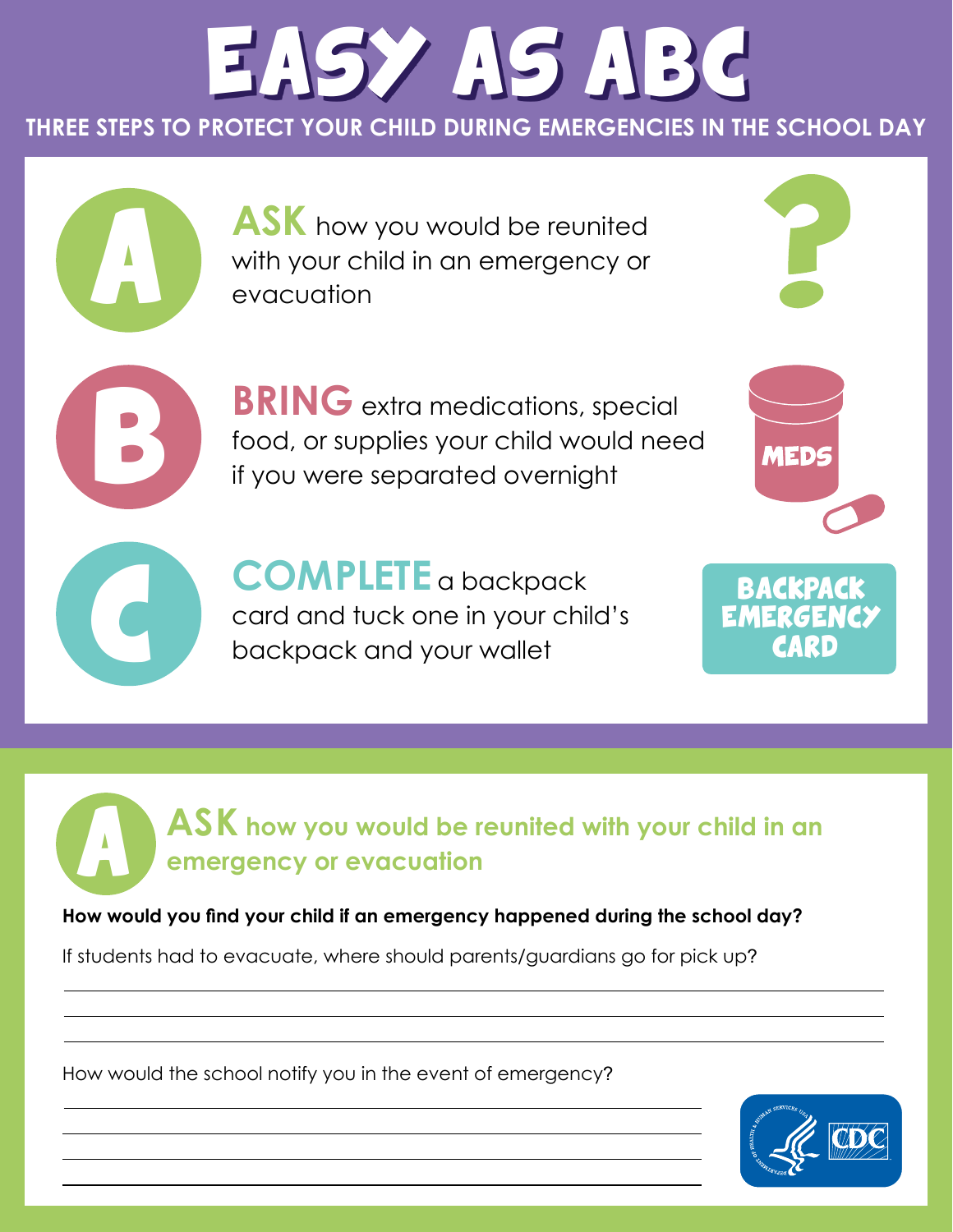# EASY AS ABC

## THREE STEPS TO PROTECT YOUR CHILD DURING EMERGENCIES IN THE SCHOOL DAY

**A** — **ASK** how you would be reunited with your child in an emergency or evacuation

**B** — **BRING** extra medications, special food, or supplies your child would need if you were separated overnight

MEDS

**C** — **COMPLETE** a backpack card and tuck one in your child's backpack and your wallet

BACKPACK EMERGENCY CARD

## A — ASK how you would be reunited with your child in an emergency or evacuation

**How would you find your child if an emergency happened during the school day?**

If students had to evacuate, where should parents/guardians go for pick up?

\_\_\_\_\_\_\_\_\_\_\_\_\_\_\_\_\_\_\_\_\_\_\_\_\_\_\_\_\_\_\_\_\_\_\_\_\_\_\_\_

\_\_\_\_\_\_\_\_\_\_\_\_\_\_\_\_\_\_\_\_\_\_\_\_\_\_\_\_\_\_\_\_\_\_\_\_\_\_\_\_

\_\_\_\_\_\_\_\_\_\_\_\_\_\_\_\_\_\_\_\_\_\_\_\_\_\_\_\_\_\_\_\_\_\_\_\_\_\_\_\_

How would the school notify you in the event of emergency?

\_\_\_\_\_\_\_\_\_\_\_\_\_\_\_\_\_\_\_\_\_\_\_\_\_\_\_\_\_\_\_\_\_\_\_\_\_\_\_\_

\_\_\_\_\_\_\_\_\_\_\_\_\_\_\_\_\_\_\_\_\_\_\_\_\_\_\_\_\_\_\_\_\_\_\_\_\_\_\_\_

\_\_\_\_\_\_\_\_\_\_\_\_\_\_\_\_\_\_\_\_\_\_\_\_\_\_\_\_\_\_\_\_\_\_\_\_\_\_\_\_

\_\_\_\_\_\_\_\_\_\_\_\_\_\_\_\_\_\_\_\_\_\_\_\_\_\_\_\_\_\_\_\_\_\_\_\_\_\_\_\_

CDC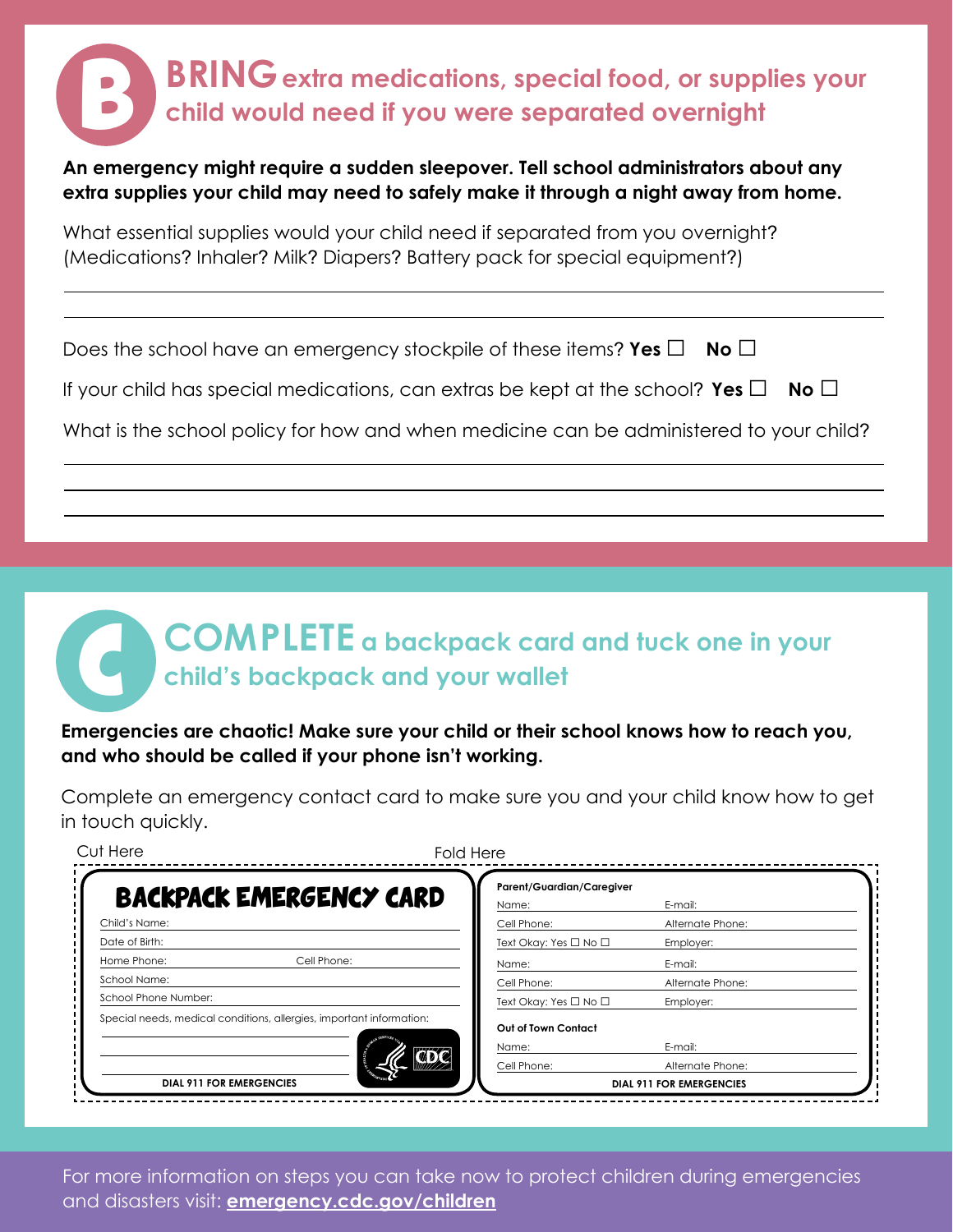## B BRING extra medications, special food, or supplies your child would need if you were separated overnight

**An emergency might require a sudden sleepover. Tell school administrators about any extra supplies your child may need to safely make it through a night away from home.**

What essential supplies would your child need if separated from you overnight? (Medications? Inhaler? Milk? Diapers? Battery pack for special equipment?)

\_\_\_\_\_\_\_\_\_\_\_\_\_\_\_\_\_\_\_\_\_\_\_\_\_\_\_\_\_\_\_\_\_\_\_\_\_\_\_\_\_\_\_\_\_\_\_\_\_\_\_\_\_\_\_\_\_\_\_\_

\_\_\_\_\_\_\_\_\_\_\_\_\_\_\_\_\_\_\_\_\_\_\_\_\_\_\_\_\_\_\_\_\_\_\_\_\_\_\_\_\_\_\_\_\_\_\_\_\_\_\_\_\_\_\_\_\_\_\_\_

Does the school have an emergency stockpile of these items? **Yes** ☐ **No** ☐

If your child has special medications, can extras be kept at the school? **Yes** ☐ **No** ☐

What is the school policy for how and when medicine can be administered to your child?

\_\_\_\_\_\_\_\_\_\_\_\_\_\_\_\_\_\_\_\_\_\_\_\_\_\_\_\_\_\_\_\_\_\_\_\_\_\_\_\_\_\_\_\_\_\_\_\_\_\_\_\_\_\_\_\_\_\_\_\_

\_\_\_\_\_\_\_\_\_\_\_\_\_\_\_\_\_\_\_\_\_\_\_\_\_\_\_\_\_\_\_\_\_\_\_\_\_\_\_\_\_\_\_\_\_\_\_\_\_\_\_\_\_\_\_\_\_\_\_\_

\_\_\_\_\_\_\_\_\_\_\_\_\_\_\_\_\_\_\_\_\_\_\_\_\_\_\_\_\_\_\_\_\_\_\_\_\_\_\_\_\_\_\_\_\_\_\_\_\_\_\_\_\_\_\_\_\_\_\_\_

## C COMPLETE a backpack card and tuck one in your child's backpack and your wallet

**Emergencies are chaotic! Make sure your child or their school knows how to reach you, and who should be called if your phone isn't working.**

Complete an emergency contact card to make sure you and your child know how to get in touch quickly.

Cut Here

Fold Here

### BACKPACK EMERGENCY CARD

Child's Name:

Date of Birth:

Home Phone: Cell Phone:

School Name:

School Phone Number:

Special needs, medical conditions, allergies, important information:

**DIAL 911 FOR EMERGENCIES**

**Parent/Guardian/Caregiver**

| | |
|---|---|
| Name: | E-mail: |
| Cell Phone: | Alternate Phone: |
| Text Okay: Yes ☐ No ☐ | Employer: |
| Name: | E-mail: |
| Cell Phone: | Alternate Phone: |
| Text Okay: Yes ☐ No ☐ | Employer: |

**Out of Town Contact**

| | |
|---|---|
| Name: | E-mail: |
| Cell Phone: | Alternate Phone: |

**DIAL 911 FOR EMERGENCIES**

For more information on steps you can take now to protect children during emergencies and disasters visit: **emergency.cdc.gov/children**